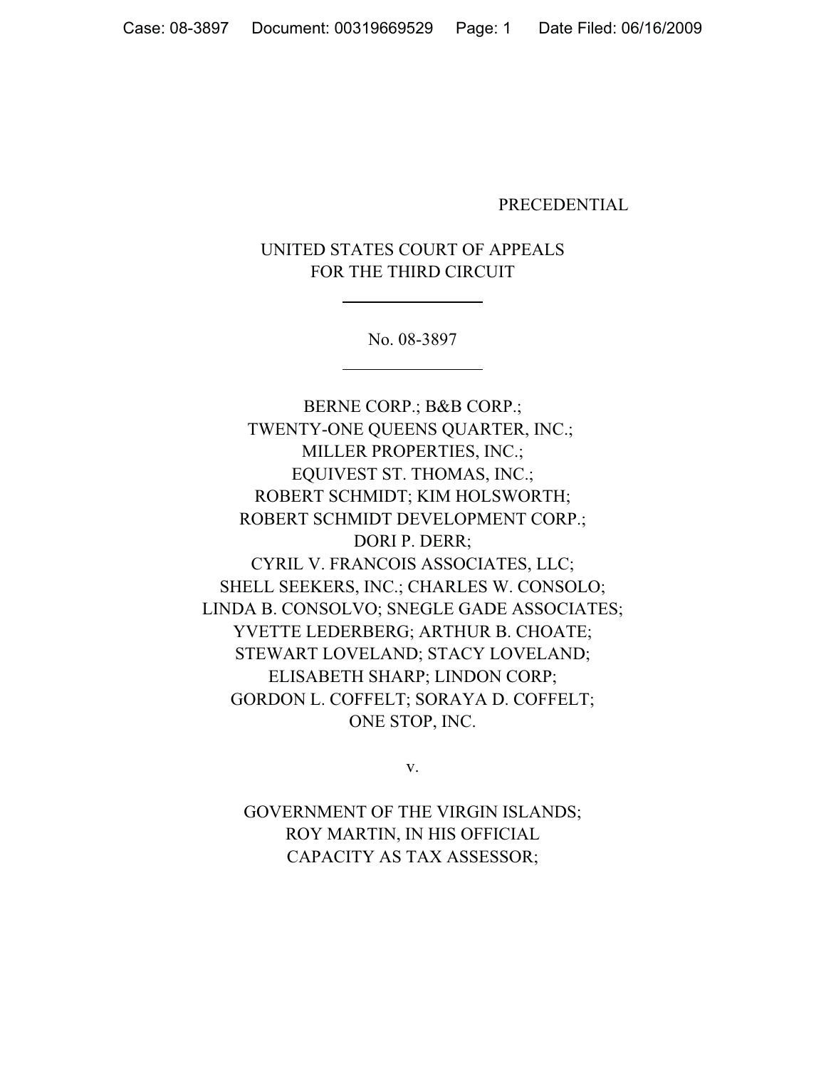PRECEDENTIAL

UNITED STATES COURT OF APPEALS
FOR THE THIRD CIRCUIT

---

No. 08-3897

---

BERNE CORP.; B&B CORP.;
TWENTY-ONE QUEENS QUARTER, INC.;
MILLER PROPERTIES, INC.;
EQUIVEST ST. THOMAS, INC.;
ROBERT SCHMIDT; KIM HOLSWORTH;
ROBERT SCHMIDT DEVELOPMENT CORP.;
DORI P. DERR;
CYRIL V. FRANCOIS ASSOCIATES, LLC;
SHELL SEEKERS, INC.; CHARLES W. CONSOLO;
LINDA B. CONSOLVO; SNEGLE GADE ASSOCIATES;
YVETTE LEDERBERG; ARTHUR B. CHOATE;
STEWART LOVELAND; STACY LOVELAND;
ELISABETH SHARP; LINDON CORP;
GORDON L. COFFELT; SORAYA D. COFFELT;
ONE STOP, INC.

v.

GOVERNMENT OF THE VIRGIN ISLANDS;
ROY MARTIN, IN HIS OFFICIAL
CAPACITY AS TAX ASSESSOR;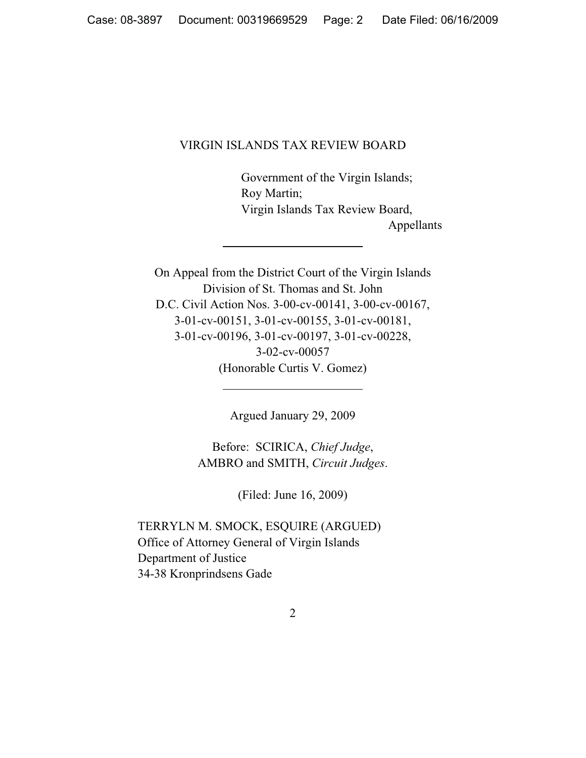VIRGIN ISLANDS TAX REVIEW BOARD

Government of the Virgin Islands;
Roy Martin;
Virgin Islands Tax Review Board,
Appellants

---

On Appeal from the District Court of the Virgin Islands
Division of St. Thomas and St. John
D.C. Civil Action Nos. 3-00-cv-00141, 3-00-cv-00167,
3-01-cv-00151, 3-01-cv-00155, 3-01-cv-00181,
3-01-cv-00196, 3-01-cv-00197, 3-01-cv-00228,
3-02-cv-00057
(Honorable Curtis V. Gomez)

---

Argued January 29, 2009

Before: SCIRICA, *Chief Judge*,
AMBRO and SMITH, *Circuit Judges*.

(Filed: June 16, 2009)

TERRYLN M. SMOCK, ESQUIRE (ARGUED)
Office of Attorney General of Virgin Islands
Department of Justice
34-38 Kronprindsens Gade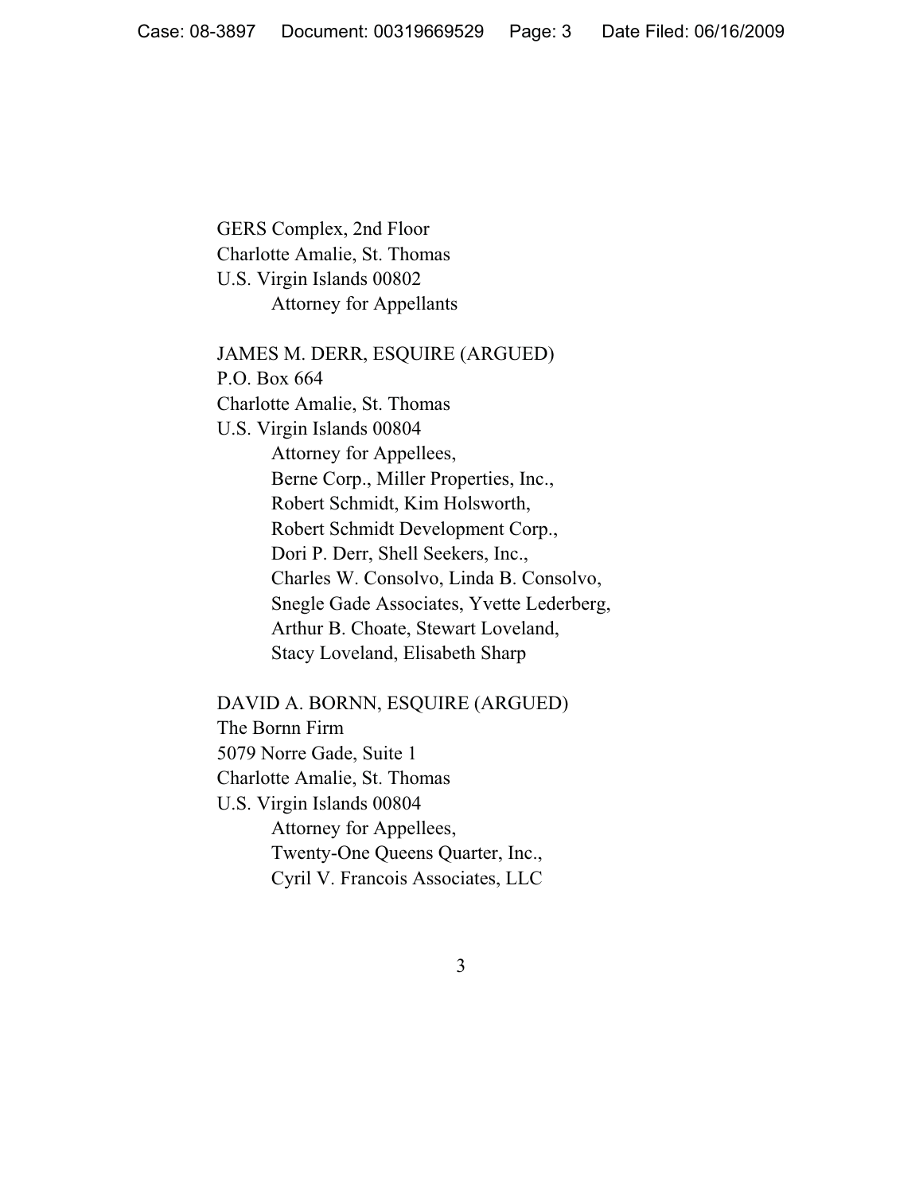GERS Complex, 2nd Floor
Charlotte Amalie, St. Thomas
U.S. Virgin Islands 00802
Attorney for Appellants

JAMES M. DERR, ESQUIRE (ARGUED)
P.O. Box 664
Charlotte Amalie, St. Thomas
U.S. Virgin Islands 00804
Attorney for Appellees,
Berne Corp., Miller Properties, Inc.,
Robert Schmidt, Kim Holsworth,
Robert Schmidt Development Corp.,
Dori P. Derr, Shell Seekers, Inc.,
Charles W. Consolvo, Linda B. Consolvo,
Snegle Gade Associates, Yvette Lederberg,
Arthur B. Choate, Stewart Loveland,
Stacy Loveland, Elisabeth Sharp

DAVID A. BORNN, ESQUIRE (ARGUED)
The Bornn Firm
5079 Norre Gade, Suite 1
Charlotte Amalie, St. Thomas
U.S. Virgin Islands 00804
Attorney for Appellees,
Twenty-One Queens Quarter, Inc.,
Cyril V. Francois Associates, LLC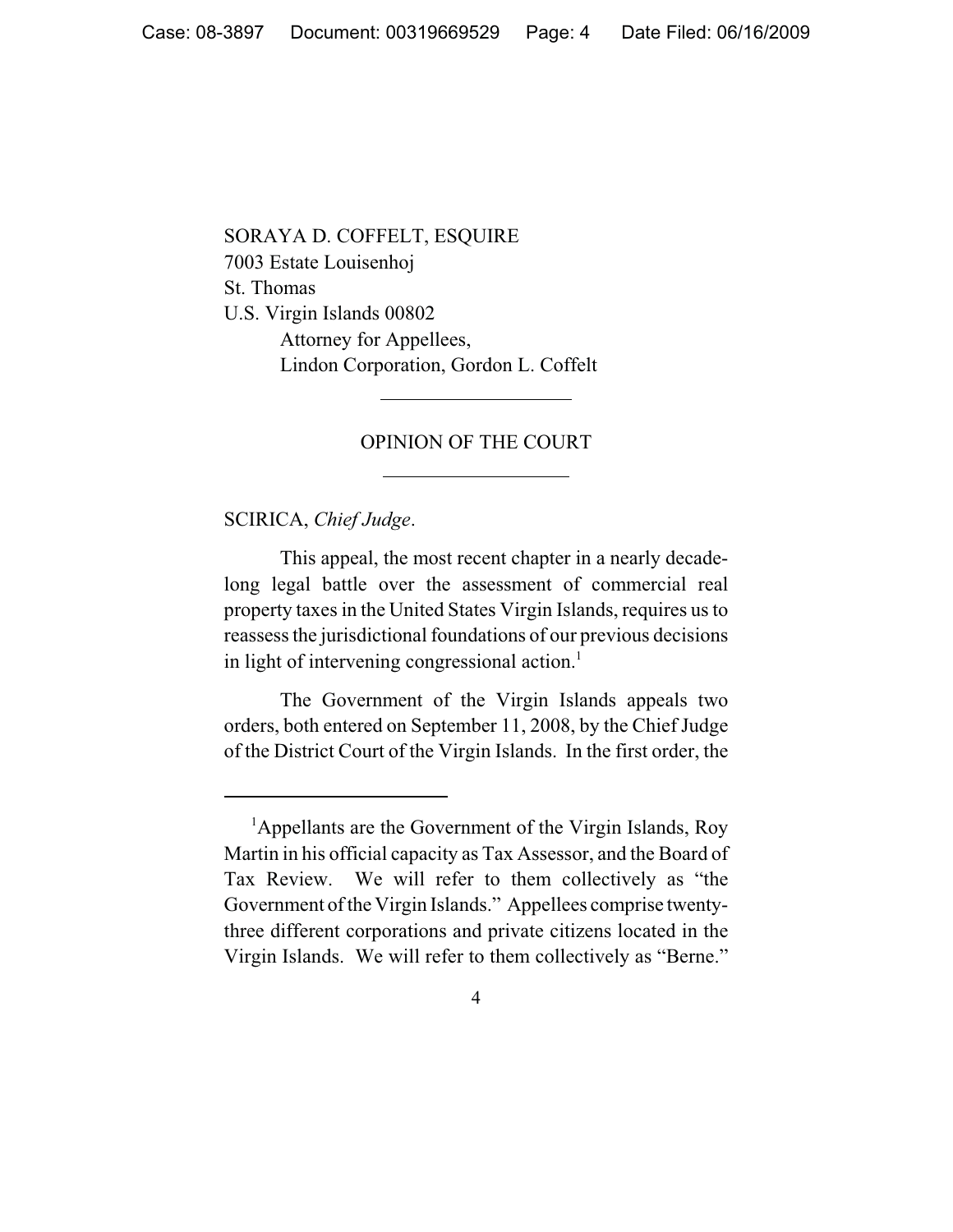SORAYA D. COFFELT, ESQUIRE
7003 Estate Louisenhoj
St. Thomas
U.S. Virgin Islands 00802
Attorney for Appellees,
Lindon Corporation, Gordon L. Coffelt

---

## OPINION OF THE COURT

---

SCIRICA, *Chief Judge*.

This appeal, the most recent chapter in a nearly decade-long legal battle over the assessment of commercial real property taxes in the United States Virgin Islands, requires us to reassess the jurisdictional foundations of our previous decisions in light of intervening congressional action.[1]

The Government of the Virgin Islands appeals two orders, both entered on September 11, 2008, by the Chief Judge of the District Court of the Virgin Islands. In the first order, the

---

[1]Appellants are the Government of the Virgin Islands, Roy Martin in his official capacity as Tax Assessor, and the Board of Tax Review. We will refer to them collectively as "the Government of the Virgin Islands." Appellees comprise twenty-three different corporations and private citizens located in the Virgin Islands. We will refer to them collectively as "Berne."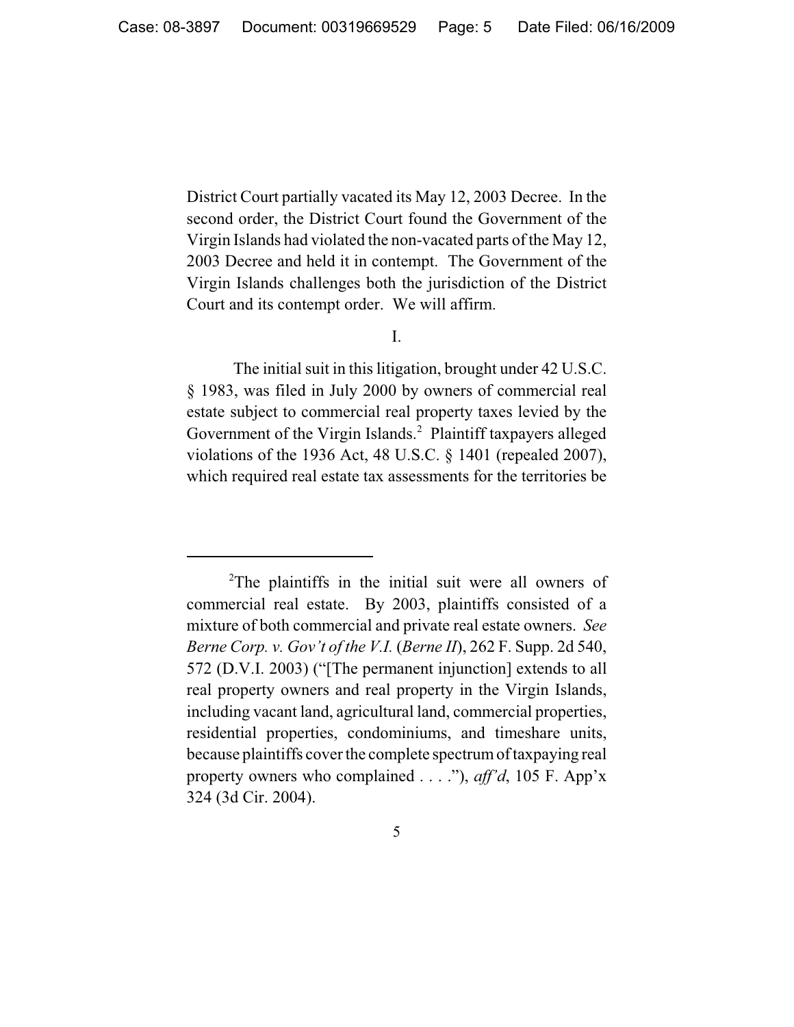District Court partially vacated its May 12, 2003 Decree. In the second order, the District Court found the Government of the Virgin Islands had violated the non-vacated parts of the May 12, 2003 Decree and held it in contempt. The Government of the Virgin Islands challenges both the jurisdiction of the District Court and its contempt order. We will affirm.

I.

The initial suit in this litigation, brought under 42 U.S.C. § 1983, was filed in July 2000 by owners of commercial real estate subject to commercial real property taxes levied by the Government of the Virgin Islands.[2] Plaintiff taxpayers alleged violations of the 1936 Act, 48 U.S.C. § 1401 (repealed 2007), which required real estate tax assessments for the territories be

---

[2]The plaintiffs in the initial suit were all owners of commercial real estate. By 2003, plaintiffs consisted of a mixture of both commercial and private real estate owners. *See Berne Corp. v. Gov't of the V.I.* (*Berne II*), 262 F. Supp. 2d 540, 572 (D.V.I. 2003) ("[The permanent injunction] extends to all real property owners and real property in the Virgin Islands, including vacant land, agricultural land, commercial properties, residential properties, condominiums, and timeshare units, because plaintiffs cover the complete spectrum of taxpaying real property owners who complained . . . ."), *aff'd*, 105 F. App'x 324 (3d Cir. 2004).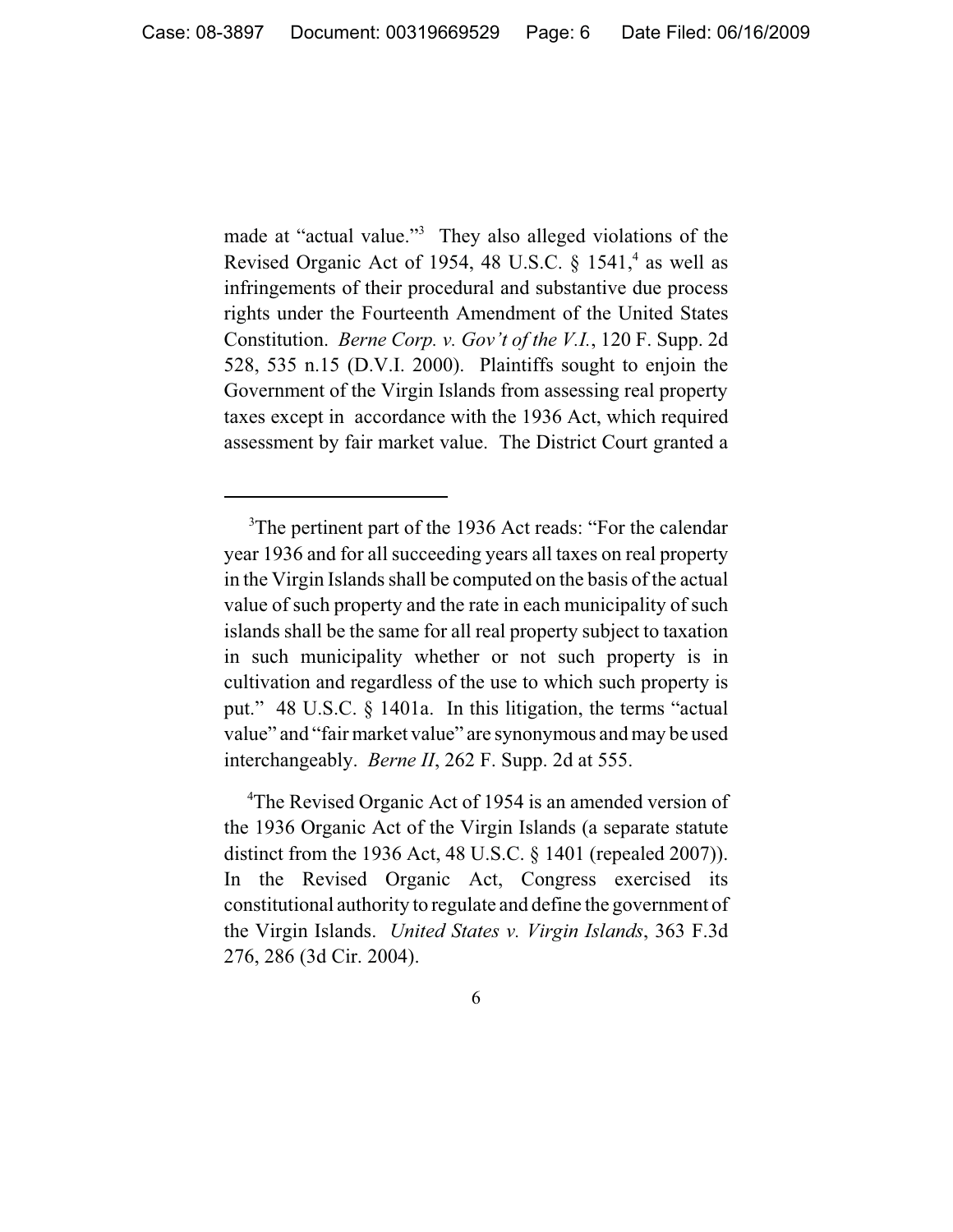made at "actual value."[3] They also alleged violations of the Revised Organic Act of 1954, 48 U.S.C. § 1541,[4] as well as infringements of their procedural and substantive due process rights under the Fourteenth Amendment of the United States Constitution. *Berne Corp. v. Gov't of the V.I.*, 120 F. Supp. 2d 528, 535 n.15 (D.V.I. 2000). Plaintiffs sought to enjoin the Government of the Virgin Islands from assessing real property taxes except in accordance with the 1936 Act, which required assessment by fair market value. The District Court granted a

---

[3]The pertinent part of the 1936 Act reads: "For the calendar year 1936 and for all succeeding years all taxes on real property in the Virgin Islands shall be computed on the basis of the actual value of such property and the rate in each municipality of such islands shall be the same for all real property subject to taxation in such municipality whether or not such property is in cultivation and regardless of the use to which such property is put." 48 U.S.C. § 1401a. In this litigation, the terms "actual value" and "fair market value" are synonymous and may be used interchangeably. *Berne II*, 262 F. Supp. 2d at 555.

[4]The Revised Organic Act of 1954 is an amended version of the 1936 Organic Act of the Virgin Islands (a separate statute distinct from the 1936 Act, 48 U.S.C. § 1401 (repealed 2007)). In the Revised Organic Act, Congress exercised its constitutional authority to regulate and define the government of the Virgin Islands. *United States v. Virgin Islands*, 363 F.3d 276, 286 (3d Cir. 2004).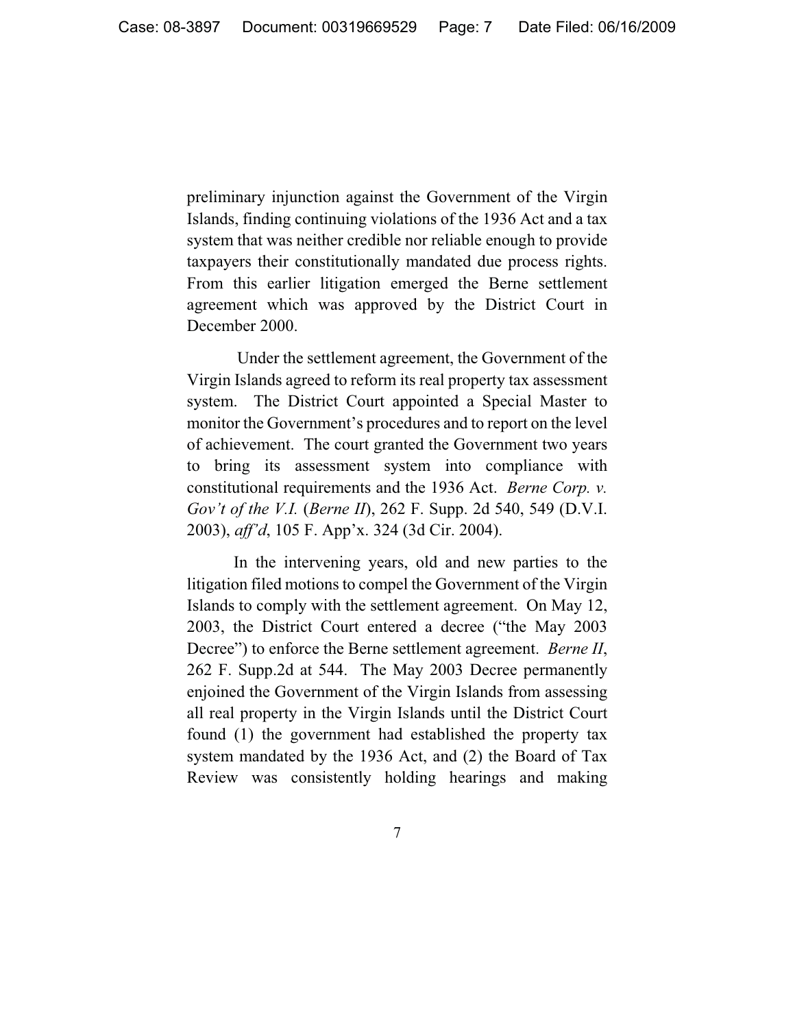preliminary injunction against the Government of the Virgin Islands, finding continuing violations of the 1936 Act and a tax system that was neither credible nor reliable enough to provide taxpayers their constitutionally mandated due process rights. From this earlier litigation emerged the Berne settlement agreement which was approved by the District Court in December 2000.

Under the settlement agreement, the Government of the Virgin Islands agreed to reform its real property tax assessment system. The District Court appointed a Special Master to monitor the Government's procedures and to report on the level of achievement. The court granted the Government two years to bring its assessment system into compliance with constitutional requirements and the 1936 Act. *Berne Corp. v. Gov't of the V.I.* (*Berne II*), 262 F. Supp. 2d 540, 549 (D.V.I. 2003), *aff'd*, 105 F. App'x. 324 (3d Cir. 2004).

In the intervening years, old and new parties to the litigation filed motions to compel the Government of the Virgin Islands to comply with the settlement agreement. On May 12, 2003, the District Court entered a decree ("the May 2003 Decree") to enforce the Berne settlement agreement. *Berne II*, 262 F. Supp.2d at 544. The May 2003 Decree permanently enjoined the Government of the Virgin Islands from assessing all real property in the Virgin Islands until the District Court found (1) the government had established the property tax system mandated by the 1936 Act, and (2) the Board of Tax Review was consistently holding hearings and making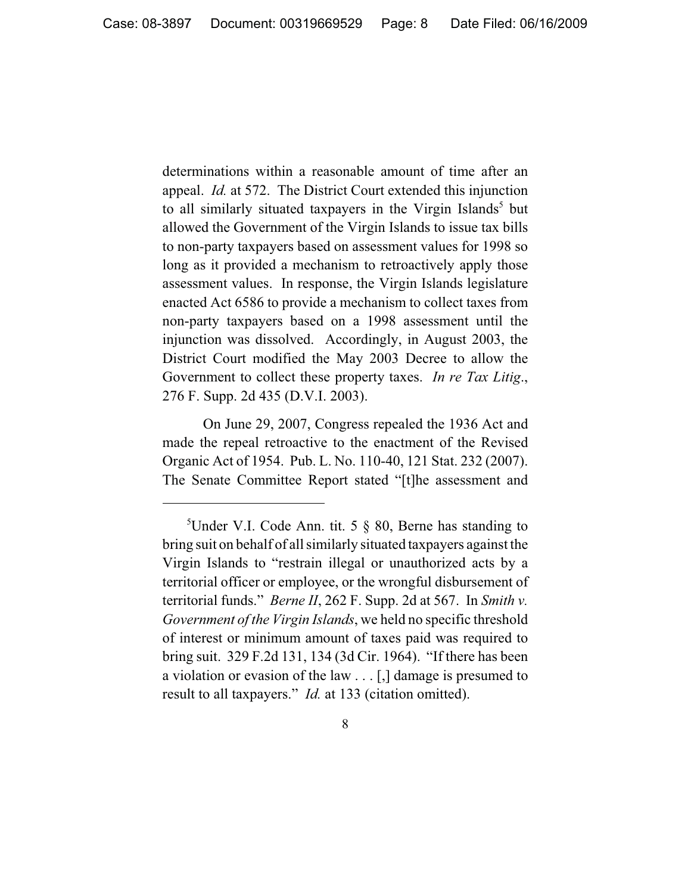determinations within a reasonable amount of time after an appeal. *Id.* at 572. The District Court extended this injunction to all similarly situated taxpayers in the Virgin Islands[5] but allowed the Government of the Virgin Islands to issue tax bills to non-party taxpayers based on assessment values for 1998 so long as it provided a mechanism to retroactively apply those assessment values. In response, the Virgin Islands legislature enacted Act 6586 to provide a mechanism to collect taxes from non-party taxpayers based on a 1998 assessment until the injunction was dissolved. Accordingly, in August 2003, the District Court modified the May 2003 Decree to allow the Government to collect these property taxes. *In re Tax Litig.*, 276 F. Supp. 2d 435 (D.V.I. 2003).

On June 29, 2007, Congress repealed the 1936 Act and made the repeal retroactive to the enactment of the Revised Organic Act of 1954. Pub. L. No. 110-40, 121 Stat. 232 (2007). The Senate Committee Report stated "[t]he assessment and

---

[5]Under V.I. Code Ann. tit. 5 § 80, Berne has standing to bring suit on behalf of all similarly situated taxpayers against the Virgin Islands to "restrain illegal or unauthorized acts by a territorial officer or employee, or the wrongful disbursement of territorial funds." *Berne II*, 262 F. Supp. 2d at 567. In *Smith v. Government of the Virgin Islands*, we held no specific threshold of interest or minimum amount of taxes paid was required to bring suit. 329 F.2d 131, 134 (3d Cir. 1964). "If there has been a violation or evasion of the law . . . [,] damage is presumed to result to all taxpayers." *Id.* at 133 (citation omitted).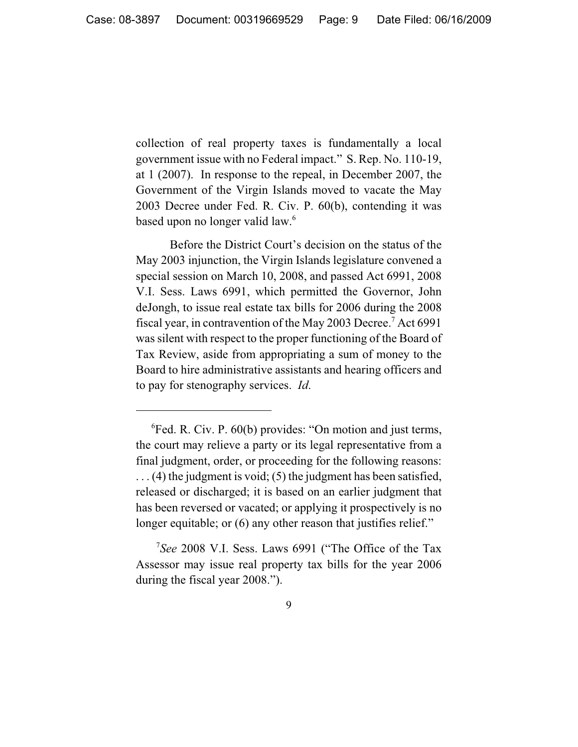collection of real property taxes is fundamentally a local government issue with no Federal impact." S. Rep. No. 110-19, at 1 (2007). In response to the repeal, in December 2007, the Government of the Virgin Islands moved to vacate the May 2003 Decree under Fed. R. Civ. P. 60(b), contending it was based upon no longer valid law.[6]

Before the District Court's decision on the status of the May 2003 injunction, the Virgin Islands legislature convened a special session on March 10, 2008, and passed Act 6991, 2008 V.I. Sess. Laws 6991, which permitted the Governor, John deJongh, to issue real estate tax bills for 2006 during the 2008 fiscal year, in contravention of the May 2003 Decree.[7] Act 6991 was silent with respect to the proper functioning of the Board of Tax Review, aside from appropriating a sum of money to the Board to hire administrative assistants and hearing officers and to pay for stenography services. *Id.*

---

[6]Fed. R. Civ. P. 60(b) provides: "On motion and just terms, the court may relieve a party or its legal representative from a final judgment, order, or proceeding for the following reasons: . . . (4) the judgment is void; (5) the judgment has been satisfied, released or discharged; it is based on an earlier judgment that has been reversed or vacated; or applying it prospectively is no longer equitable; or (6) any other reason that justifies relief."

[7]*See* 2008 V.I. Sess. Laws 6991 ("The Office of the Tax Assessor may issue real property tax bills for the year 2006 during the fiscal year 2008.").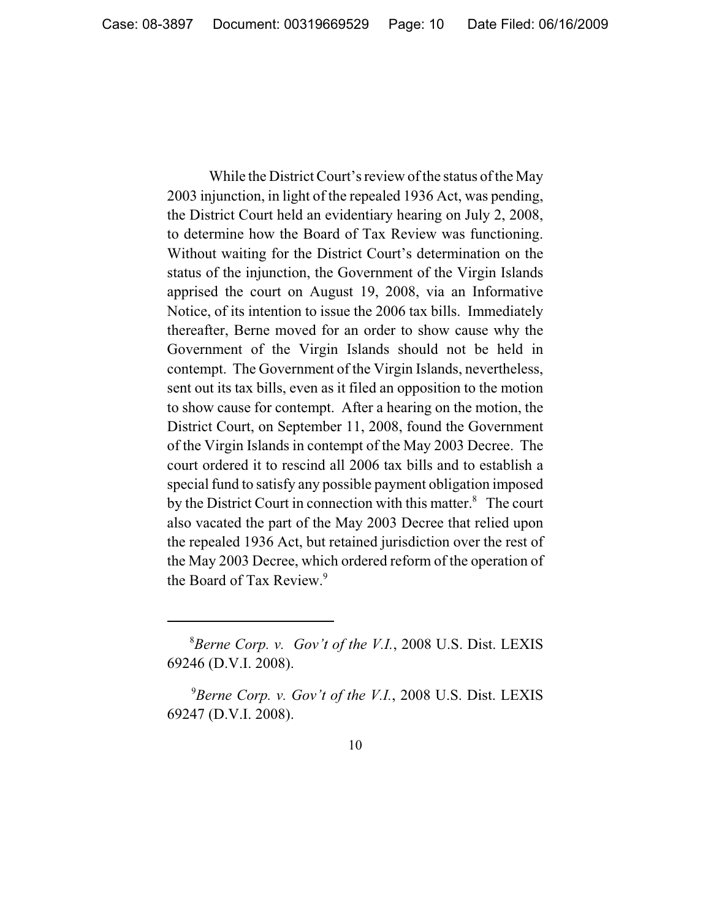While the District Court's review of the status of the May 2003 injunction, in light of the repealed 1936 Act, was pending, the District Court held an evidentiary hearing on July 2, 2008, to determine how the Board of Tax Review was functioning. Without waiting for the District Court's determination on the status of the injunction, the Government of the Virgin Islands apprised the court on August 19, 2008, via an Informative Notice, of its intention to issue the 2006 tax bills. Immediately thereafter, Berne moved for an order to show cause why the Government of the Virgin Islands should not be held in contempt. The Government of the Virgin Islands, nevertheless, sent out its tax bills, even as it filed an opposition to the motion to show cause for contempt. After a hearing on the motion, the District Court, on September 11, 2008, found the Government of the Virgin Islands in contempt of the May 2003 Decree. The court ordered it to rescind all 2006 tax bills and to establish a special fund to satisfy any possible payment obligation imposed by the District Court in connection with this matter.[8] The court also vacated the part of the May 2003 Decree that relied upon the repealed 1936 Act, but retained jurisdiction over the rest of the May 2003 Decree, which ordered reform of the operation of the Board of Tax Review.[9]

---

[8] *Berne Corp. v. Gov't of the V.I.*, 2008 U.S. Dist. LEXIS 69246 (D.V.I. 2008).

[9] *Berne Corp. v. Gov't of the V.I.*, 2008 U.S. Dist. LEXIS 69247 (D.V.I. 2008).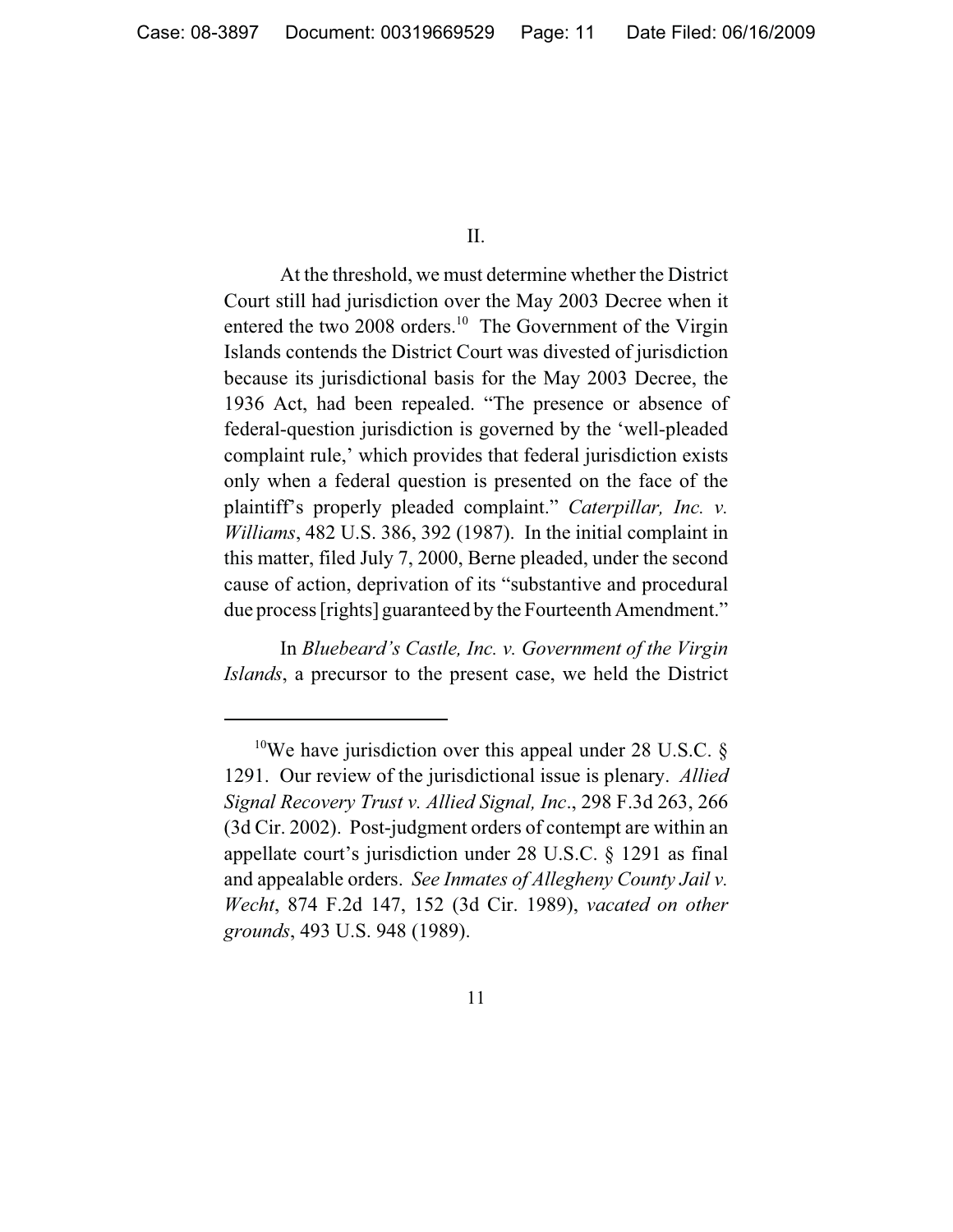II.

At the threshold, we must determine whether the District Court still had jurisdiction over the May 2003 Decree when it entered the two 2008 orders.[10] The Government of the Virgin Islands contends the District Court was divested of jurisdiction because its jurisdictional basis for the May 2003 Decree, the 1936 Act, had been repealed. "The presence or absence of federal-question jurisdiction is governed by the 'well-pleaded complaint rule,' which provides that federal jurisdiction exists only when a federal question is presented on the face of the plaintiff's properly pleaded complaint." *Caterpillar, Inc. v. Williams*, 482 U.S. 386, 392 (1987). In the initial complaint in this matter, filed July 7, 2000, Berne pleaded, under the second cause of action, deprivation of its "substantive and procedural due process [rights] guaranteed by the Fourteenth Amendment."

In *Bluebeard's Castle, Inc. v. Government of the Virgin Islands*, a precursor to the present case, we held the District

---

[10]We have jurisdiction over this appeal under 28 U.S.C. § 1291. Our review of the jurisdictional issue is plenary. *Allied Signal Recovery Trust v. Allied Signal, Inc*., 298 F.3d 263, 266 (3d Cir. 2002). Post-judgment orders of contempt are within an appellate court's jurisdiction under 28 U.S.C. § 1291 as final and appealable orders. *See Inmates of Allegheny County Jail v. Wecht*, 874 F.2d 147, 152 (3d Cir. 1989), *vacated on other grounds*, 493 U.S. 948 (1989).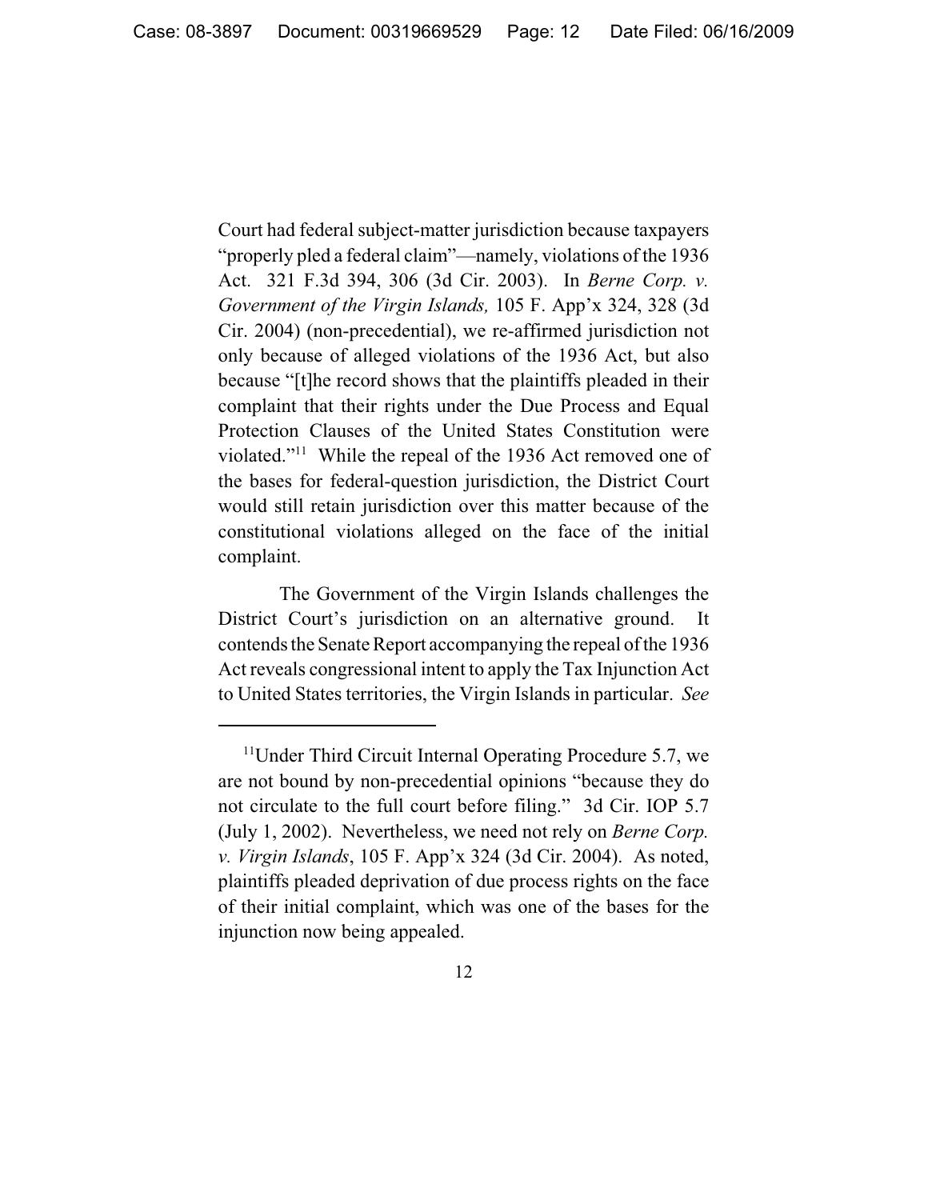Court had federal subject-matter jurisdiction because taxpayers "properly pled a federal claim"—namely, violations of the 1936 Act. 321 F.3d 394, 306 (3d Cir. 2003). In *Berne Corp. v. Government of the Virgin Islands,* 105 F. App'x 324, 328 (3d Cir. 2004) (non-precedential), we re-affirmed jurisdiction not only because of alleged violations of the 1936 Act, but also because "[t]he record shows that the plaintiffs pleaded in their complaint that their rights under the Due Process and Equal Protection Clauses of the United States Constitution were violated."[11] While the repeal of the 1936 Act removed one of the bases for federal-question jurisdiction, the District Court would still retain jurisdiction over this matter because of the constitutional violations alleged on the face of the initial complaint.

The Government of the Virgin Islands challenges the District Court's jurisdiction on an alternative ground. It contends the Senate Report accompanying the repeal of the 1936 Act reveals congressional intent to apply the Tax Injunction Act to United States territories, the Virgin Islands in particular. *See*

---

[11]Under Third Circuit Internal Operating Procedure 5.7, we are not bound by non-precedential opinions "because they do not circulate to the full court before filing." 3d Cir. IOP 5.7 (July 1, 2002). Nevertheless, we need not rely on *Berne Corp. v. Virgin Islands*, 105 F. App'x 324 (3d Cir. 2004). As noted, plaintiffs pleaded deprivation of due process rights on the face of their initial complaint, which was one of the bases for the injunction now being appealed.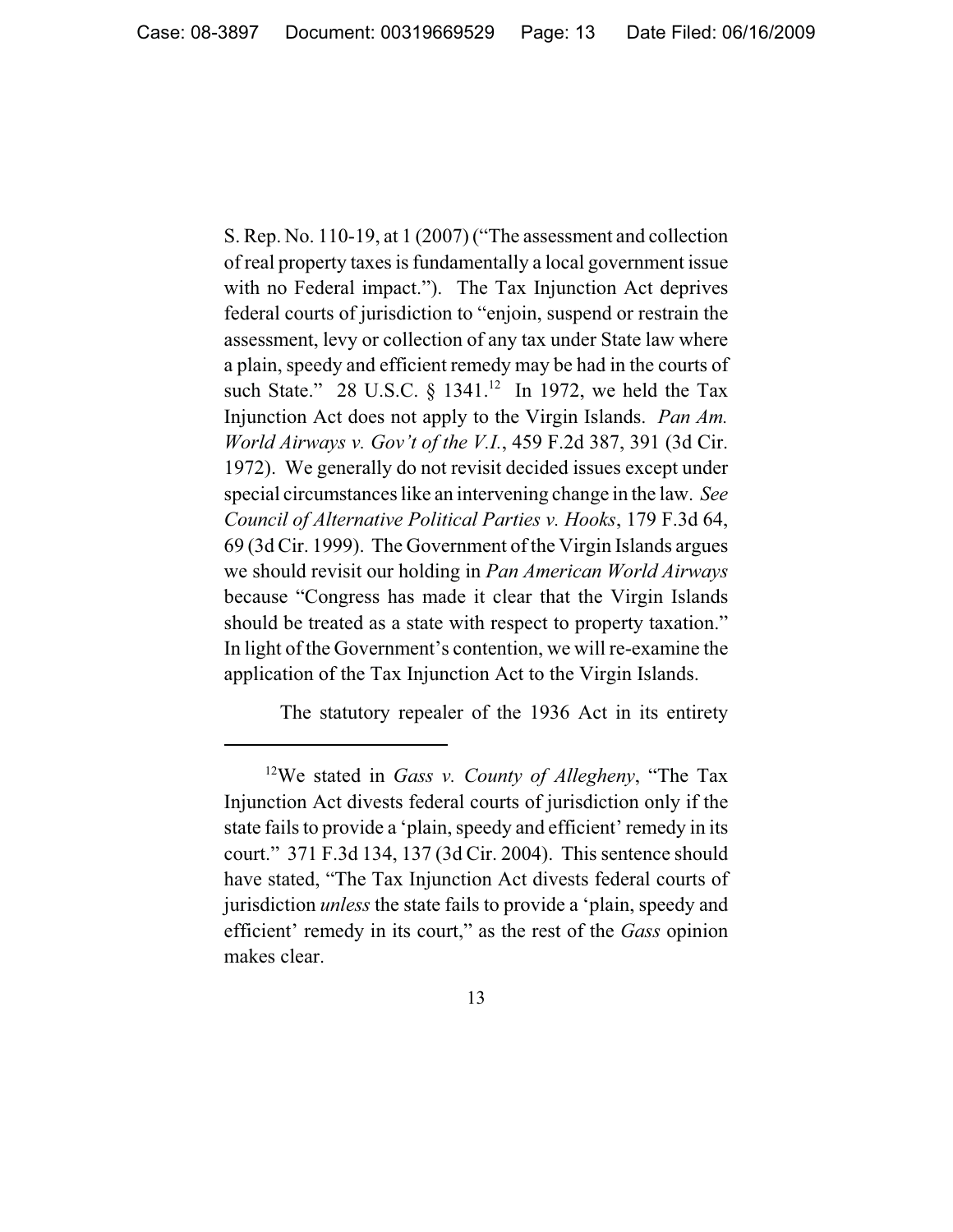S. Rep. No. 110-19, at 1 (2007) ("The assessment and collection of real property taxes is fundamentally a local government issue with no Federal impact."). The Tax Injunction Act deprives federal courts of jurisdiction to "enjoin, suspend or restrain the assessment, levy or collection of any tax under State law where a plain, speedy and efficient remedy may be had in the courts of such State." 28 U.S.C. § 1341.[12] In 1972, we held the Tax Injunction Act does not apply to the Virgin Islands. *Pan Am. World Airways v. Gov't of the V.I.*, 459 F.2d 387, 391 (3d Cir. 1972). We generally do not revisit decided issues except under special circumstances like an intervening change in the law. *See Council of Alternative Political Parties v. Hooks*, 179 F.3d 64, 69 (3d Cir. 1999). The Government of the Virgin Islands argues we should revisit our holding in *Pan American World Airways* because "Congress has made it clear that the Virgin Islands should be treated as a state with respect to property taxation." In light of the Government's contention, we will re-examine the application of the Tax Injunction Act to the Virgin Islands.

The statutory repealer of the 1936 Act in its entirety

---

[12]We stated in *Gass v. County of Allegheny*, "The Tax Injunction Act divests federal courts of jurisdiction only if the state fails to provide a 'plain, speedy and efficient' remedy in its court." 371 F.3d 134, 137 (3d Cir. 2004). This sentence should have stated, "The Tax Injunction Act divests federal courts of jurisdiction *unless* the state fails to provide a 'plain, speedy and efficient' remedy in its court," as the rest of the *Gass* opinion makes clear.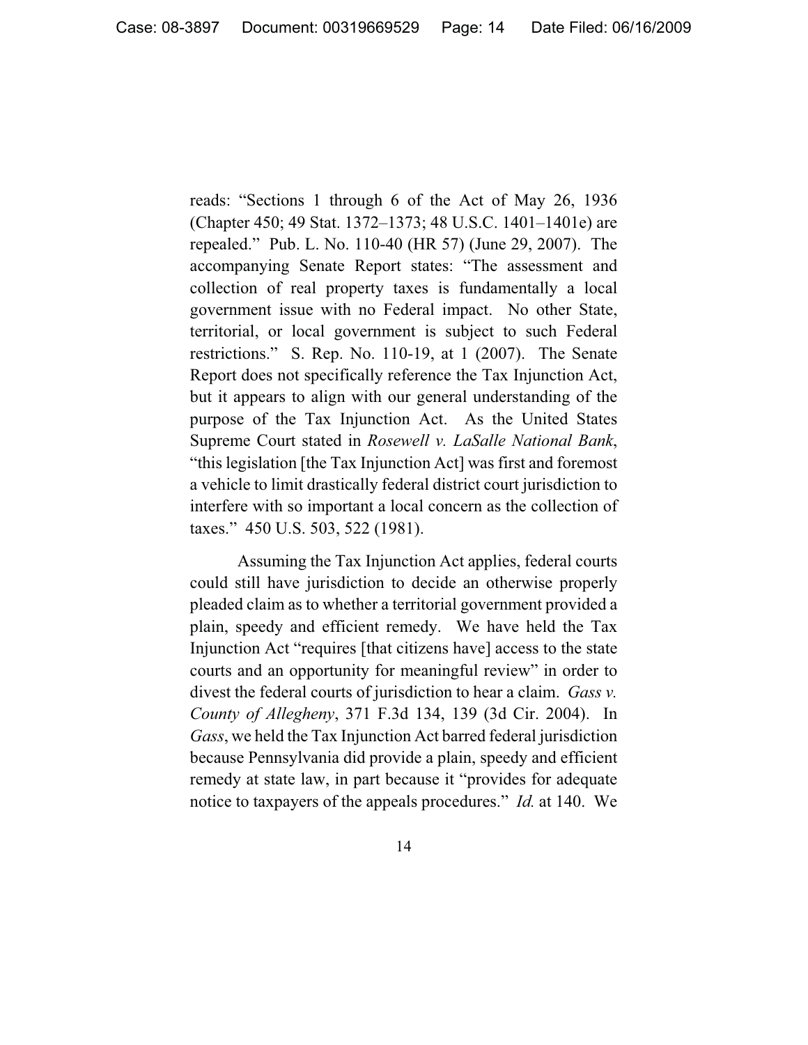reads: "Sections 1 through 6 of the Act of May 26, 1936 (Chapter 450; 49 Stat. 1372–1373; 48 U.S.C. 1401–1401e) are repealed." Pub. L. No. 110-40 (HR 57) (June 29, 2007). The accompanying Senate Report states: "The assessment and collection of real property taxes is fundamentally a local government issue with no Federal impact. No other State, territorial, or local government is subject to such Federal restrictions." S. Rep. No. 110-19, at 1 (2007). The Senate Report does not specifically reference the Tax Injunction Act, but it appears to align with our general understanding of the purpose of the Tax Injunction Act. As the United States Supreme Court stated in *Rosewell v. LaSalle National Bank*, "this legislation [the Tax Injunction Act] was first and foremost a vehicle to limit drastically federal district court jurisdiction to interfere with so important a local concern as the collection of taxes." 450 U.S. 503, 522 (1981).

Assuming the Tax Injunction Act applies, federal courts could still have jurisdiction to decide an otherwise properly pleaded claim as to whether a territorial government provided a plain, speedy and efficient remedy. We have held the Tax Injunction Act "requires [that citizens have] access to the state courts and an opportunity for meaningful review" in order to divest the federal courts of jurisdiction to hear a claim. *Gass v. County of Allegheny*, 371 F.3d 134, 139 (3d Cir. 2004). In *Gass*, we held the Tax Injunction Act barred federal jurisdiction because Pennsylvania did provide a plain, speedy and efficient remedy at state law, in part because it "provides for adequate notice to taxpayers of the appeals procedures." *Id.* at 140. We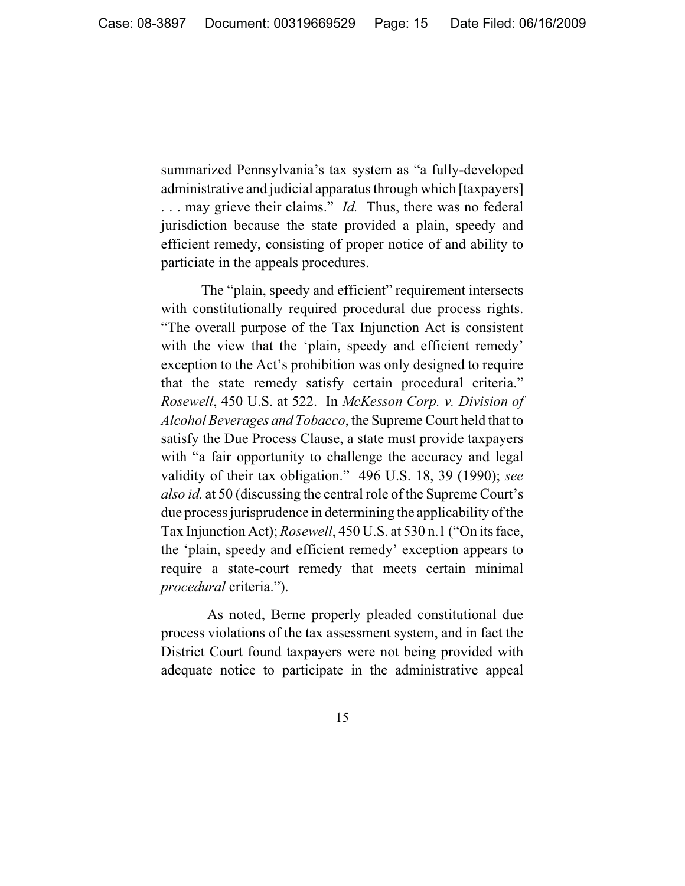summarized Pennsylvania's tax system as "a fully-developed administrative and judicial apparatus through which [taxpayers] . . . may grieve their claims." *Id.* Thus, there was no federal jurisdiction because the state provided a plain, speedy and efficient remedy, consisting of proper notice of and ability to particiate in the appeals procedures.

The "plain, speedy and efficient" requirement intersects with constitutionally required procedural due process rights. "The overall purpose of the Tax Injunction Act is consistent with the view that the 'plain, speedy and efficient remedy' exception to the Act's prohibition was only designed to require that the state remedy satisfy certain procedural criteria." *Rosewell*, 450 U.S. at 522. In *McKesson Corp. v. Division of Alcohol Beverages and Tobacco*, the Supreme Court held that to satisfy the Due Process Clause, a state must provide taxpayers with "a fair opportunity to challenge the accuracy and legal validity of their tax obligation." 496 U.S. 18, 39 (1990); *see also id.* at 50 (discussing the central role of the Supreme Court's due process jurisprudence in determining the applicability of the Tax Injunction Act); *Rosewell*, 450 U.S. at 530 n.1 ("On its face, the 'plain, speedy and efficient remedy' exception appears to require a state-court remedy that meets certain minimal *procedural* criteria.").

As noted, Berne properly pleaded constitutional due process violations of the tax assessment system, and in fact the District Court found taxpayers were not being provided with adequate notice to participate in the administrative appeal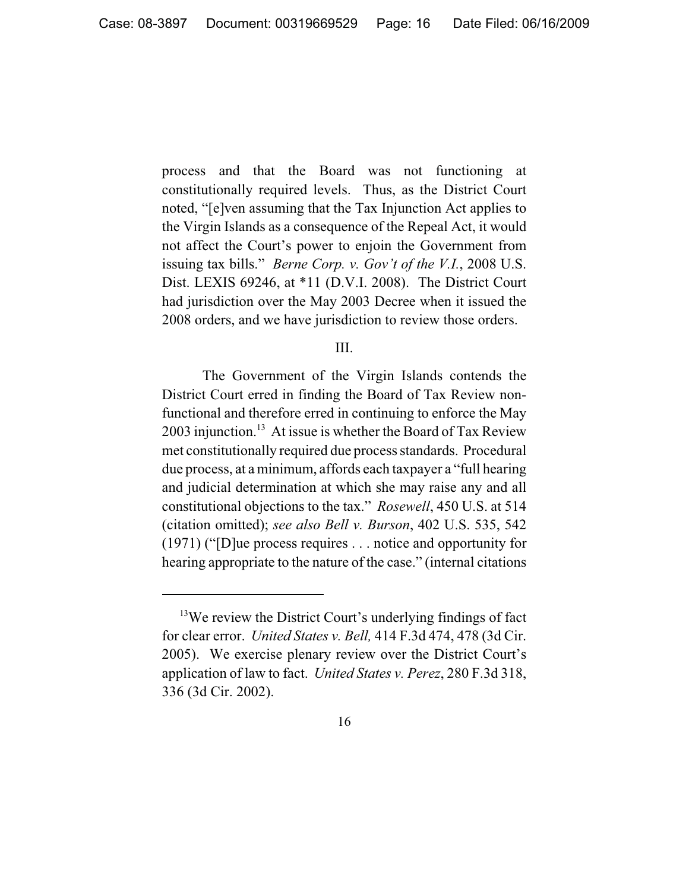process and that the Board was not functioning at constitutionally required levels. Thus, as the District Court noted, "[e]ven assuming that the Tax Injunction Act applies to the Virgin Islands as a consequence of the Repeal Act, it would not affect the Court's power to enjoin the Government from issuing tax bills." *Berne Corp. v. Gov't of the V.I.*, 2008 U.S. Dist. LEXIS 69246, at *11 (D.V.I. 2008). The District Court had jurisdiction over the May 2003 Decree when it issued the 2008 orders, and we have jurisdiction to review those orders.

III.

The Government of the Virgin Islands contends the District Court erred in finding the Board of Tax Review non-functional and therefore erred in continuing to enforce the May 2003 injunction.[13] At issue is whether the Board of Tax Review met constitutionally required due process standards. Procedural due process, at a minimum, affords each taxpayer a "full hearing and judicial determination at which she may raise any and all constitutional objections to the tax." *Rosewell*, 450 U.S. at 514 (citation omitted); *see also Bell v. Burson*, 402 U.S. 535, 542 (1971) ("[D]ue process requires . . . notice and opportunity for hearing appropriate to the nature of the case." (internal citations

---

[13] We review the District Court's underlying findings of fact for clear error. *United States v. Bell,* 414 F.3d 474, 478 (3d Cir. 2005). We exercise plenary review over the District Court's application of law to fact. *United States v. Perez*, 280 F.3d 318, 336 (3d Cir. 2002).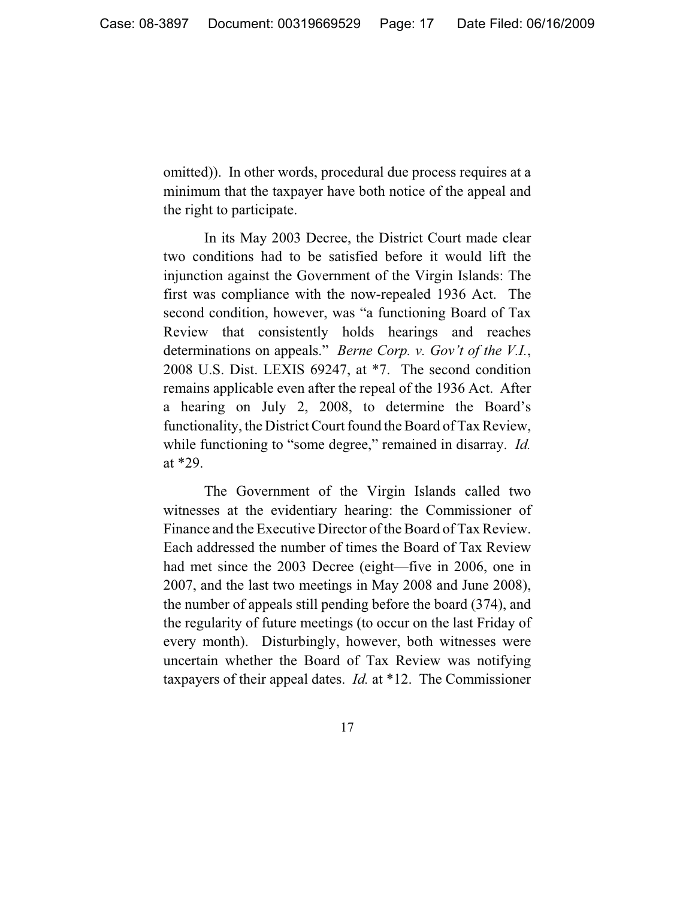omitted)). In other words, procedural due process requires at a minimum that the taxpayer have both notice of the appeal and the right to participate.

In its May 2003 Decree, the District Court made clear two conditions had to be satisfied before it would lift the injunction against the Government of the Virgin Islands: The first was compliance with the now-repealed 1936 Act. The second condition, however, was "a functioning Board of Tax Review that consistently holds hearings and reaches determinations on appeals." *Berne Corp. v. Gov't of the V.I.*, 2008 U.S. Dist. LEXIS 69247, at *7. The second condition remains applicable even after the repeal of the 1936 Act. After a hearing on July 2, 2008, to determine the Board's functionality, the District Court found the Board of Tax Review, while functioning to "some degree," remained in disarray. *Id.* at *29.

The Government of the Virgin Islands called two witnesses at the evidentiary hearing: the Commissioner of Finance and the Executive Director of the Board of Tax Review. Each addressed the number of times the Board of Tax Review had met since the 2003 Decree (eight—five in 2006, one in 2007, and the last two meetings in May 2008 and June 2008), the number of appeals still pending before the board (374), and the regularity of future meetings (to occur on the last Friday of every month). Disturbingly, however, both witnesses were uncertain whether the Board of Tax Review was notifying taxpayers of their appeal dates. *Id.* at *12. The Commissioner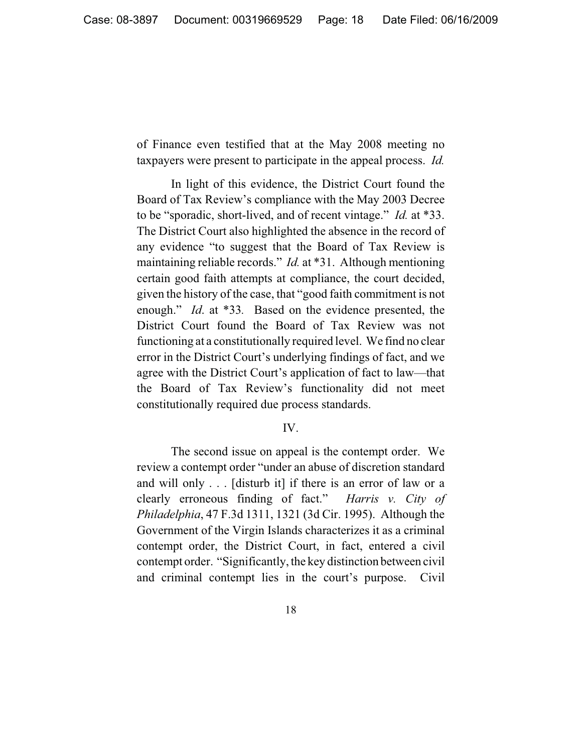of Finance even testified that at the May 2008 meeting no taxpayers were present to participate in the appeal process. *Id.*

In light of this evidence, the District Court found the Board of Tax Review's compliance with the May 2003 Decree to be "sporadic, short-lived, and of recent vintage." *Id.* at *33. The District Court also highlighted the absence in the record of any evidence "to suggest that the Board of Tax Review is maintaining reliable records." *Id.* at *31. Although mentioning certain good faith attempts at compliance, the court decided, given the history of the case, that "good faith commitment is not enough." *Id.* at *33. Based on the evidence presented, the District Court found the Board of Tax Review was not functioning at a constitutionally required level. We find no clear error in the District Court's underlying findings of fact, and we agree with the District Court's application of fact to law—that the Board of Tax Review's functionality did not meet constitutionally required due process standards.

IV.

The second issue on appeal is the contempt order. We review a contempt order "under an abuse of discretion standard and will only . . . [disturb it] if there is an error of law or a clearly erroneous finding of fact." *Harris v. City of Philadelphia*, 47 F.3d 1311, 1321 (3d Cir. 1995). Although the Government of the Virgin Islands characterizes it as a criminal contempt order, the District Court, in fact, entered a civil contempt order. "Significantly, the key distinction between civil and criminal contempt lies in the court's purpose. Civil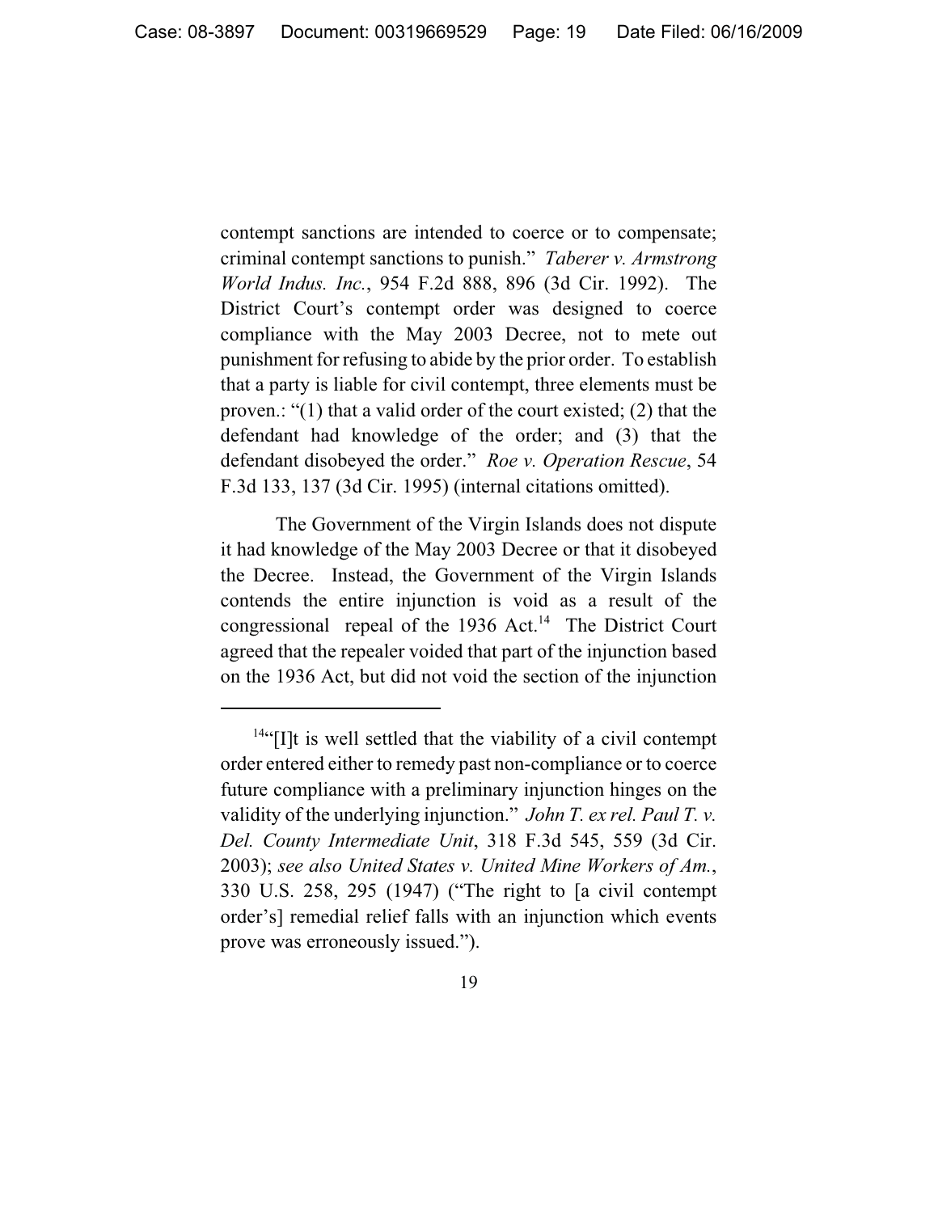contempt sanctions are intended to coerce or to compensate; criminal contempt sanctions to punish." *Taberer v. Armstrong World Indus. Inc.*, 954 F.2d 888, 896 (3d Cir. 1992). The District Court's contempt order was designed to coerce compliance with the May 2003 Decree, not to mete out punishment for refusing to abide by the prior order. To establish that a party is liable for civil contempt, three elements must be proven.: "(1) that a valid order of the court existed; (2) that the defendant had knowledge of the order; and (3) that the defendant disobeyed the order." *Roe v. Operation Rescue*, 54 F.3d 133, 137 (3d Cir. 1995) (internal citations omitted).

The Government of the Virgin Islands does not dispute it had knowledge of the May 2003 Decree or that it disobeyed the Decree. Instead, the Government of the Virgin Islands contends the entire injunction is void as a result of the congressional repeal of the 1936 Act.[14] The District Court agreed that the repealer voided that part of the injunction based on the 1936 Act, but did not void the section of the injunction

---

[14] "[I]t is well settled that the viability of a civil contempt order entered either to remedy past non-compliance or to coerce future compliance with a preliminary injunction hinges on the validity of the underlying injunction." *John T. ex rel. Paul T. v. Del. County Intermediate Unit*, 318 F.3d 545, 559 (3d Cir. 2003); *see also United States v. United Mine Workers of Am.*, 330 U.S. 258, 295 (1947) ("The right to [a civil contempt order's] remedial relief falls with an injunction which events prove was erroneously issued.").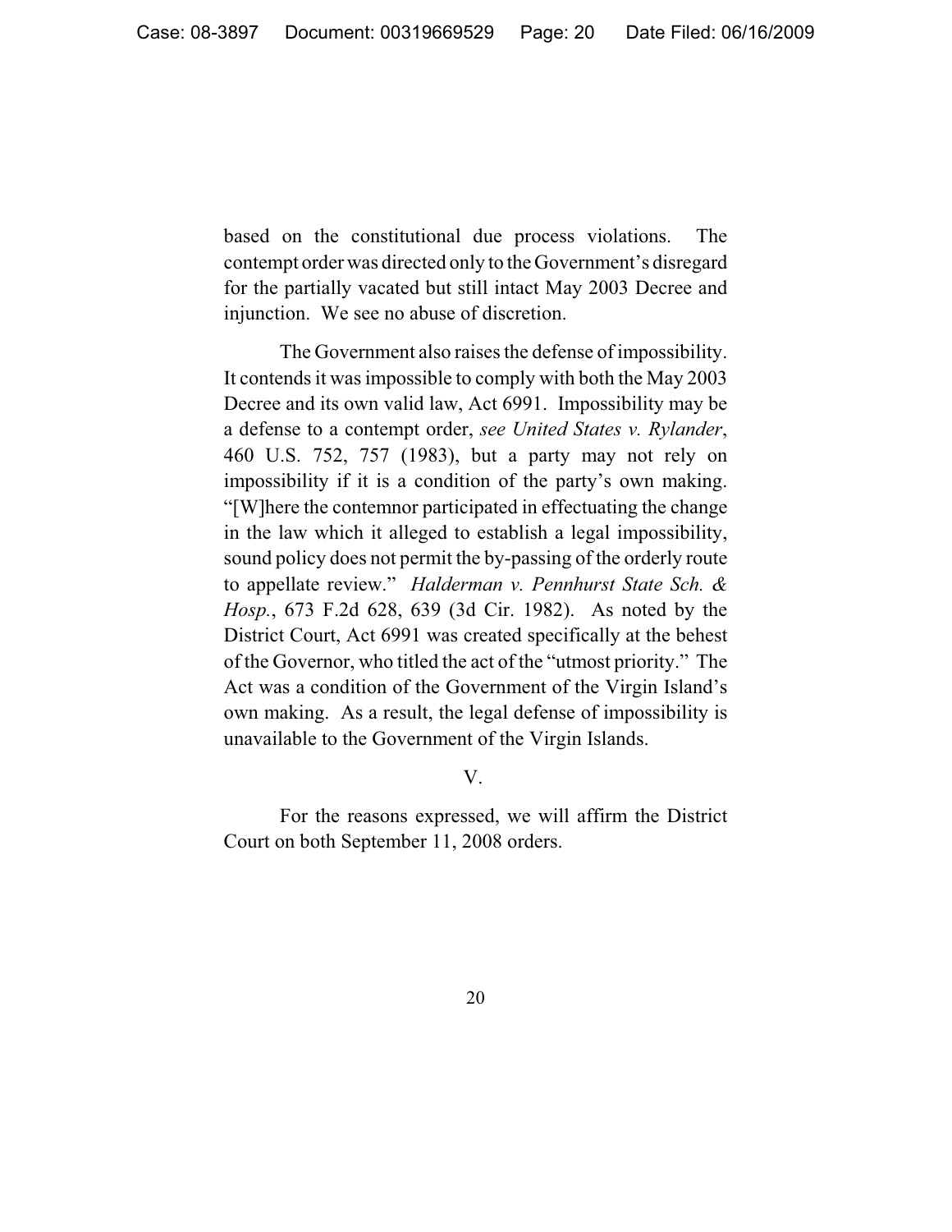based on the constitutional due process violations. The contempt order was directed only to the Government's disregard for the partially vacated but still intact May 2003 Decree and injunction. We see no abuse of discretion.

The Government also raises the defense of impossibility. It contends it was impossible to comply with both the May 2003 Decree and its own valid law, Act 6991. Impossibility may be a defense to a contempt order, *see United States v. Rylander*, 460 U.S. 752, 757 (1983), but a party may not rely on impossibility if it is a condition of the party's own making. "[W]here the contemnor participated in effectuating the change in the law which it alleged to establish a legal impossibility, sound policy does not permit the by-passing of the orderly route to appellate review." *Halderman v. Pennhurst State Sch. & Hosp.*, 673 F.2d 628, 639 (3d Cir. 1982). As noted by the District Court, Act 6991 was created specifically at the behest of the Governor, who titled the act of the "utmost priority." The Act was a condition of the Government of the Virgin Island's own making. As a result, the legal defense of impossibility is unavailable to the Government of the Virgin Islands.

V.

For the reasons expressed, we will affirm the District Court on both September 11, 2008 orders.